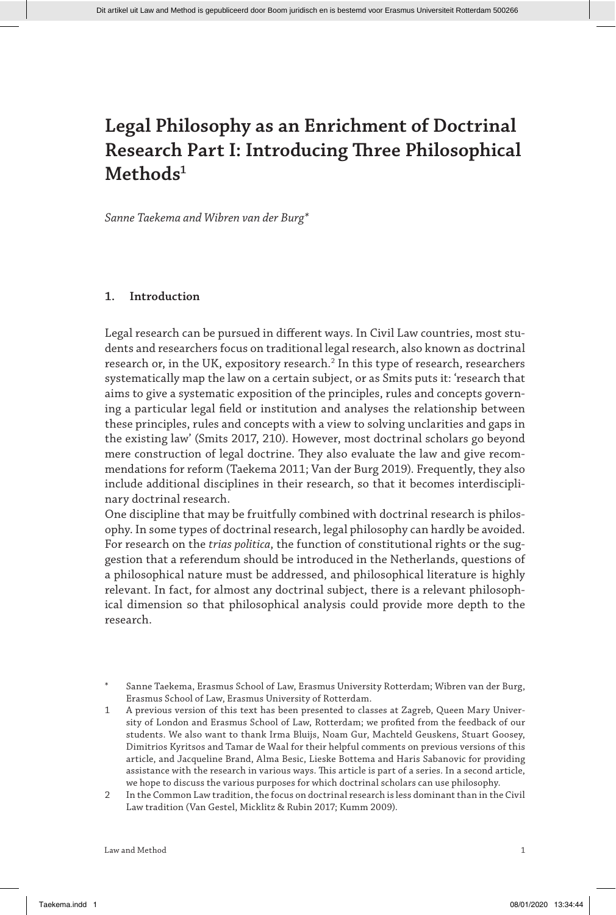# Legal Philosophy as an Enrichment of Doctrinal Research Part I: Introducing Three Philosophical Methods[1]

*Sanne Taekema and Wibren van der Burg**

## 1. Introduction

Legal research can be pursued in different ways. In Civil Law countries, most students and researchers focus on traditional legal research, also known as doctrinal research or, in the UK, expository research.[2] In this type of research, researchers systematically map the law on a certain subject, or as Smits puts it: 'research that aims to give a systematic exposition of the principles, rules and concepts governing a particular legal field or institution and analyses the relationship between these principles, rules and concepts with a view to solving unclarities and gaps in the existing law' (Smits 2017, 210). However, most doctrinal scholars go beyond mere construction of legal doctrine. They also evaluate the law and give recommendations for reform (Taekema 2011; Van der Burg 2019). Frequently, they also include additional disciplines in their research, so that it becomes interdisciplinary doctrinal research.

One discipline that may be fruitfully combined with doctrinal research is philosophy. In some types of doctrinal research, legal philosophy can hardly be avoided. For research on the *trias politica*, the function of constitutional rights or the suggestion that a referendum should be introduced in the Netherlands, questions of a philosophical nature must be addressed, and philosophical literature is highly relevant. In fact, for almost any doctrinal subject, there is a relevant philosophical dimension so that philosophical analysis could provide more depth to the research.

\* Sanne Taekema, Erasmus School of Law, Erasmus University Rotterdam; Wibren van der Burg, Erasmus School of Law, Erasmus University of Rotterdam.

1 A previous version of this text has been presented to classes at Zagreb, Queen Mary University of London and Erasmus School of Law, Rotterdam; we profited from the feedback of our students. We also want to thank Irma Bluijs, Noam Gur, Machteld Geuskens, Stuart Goosey, Dimitrios Kyritsos and Tamar de Waal for their helpful comments on previous versions of this article, and Jacqueline Brand, Alma Besic, Lieske Bottema and Haris Sabanovic for providing assistance with the research in various ways. This article is part of a series. In a second article, we hope to discuss the various purposes for which doctrinal scholars can use philosophy.

2 In the Common Law tradition, the focus on doctrinal research is less dominant than in the Civil Law tradition (Van Gestel, Micklitz & Rubin 2017; Kumm 2009).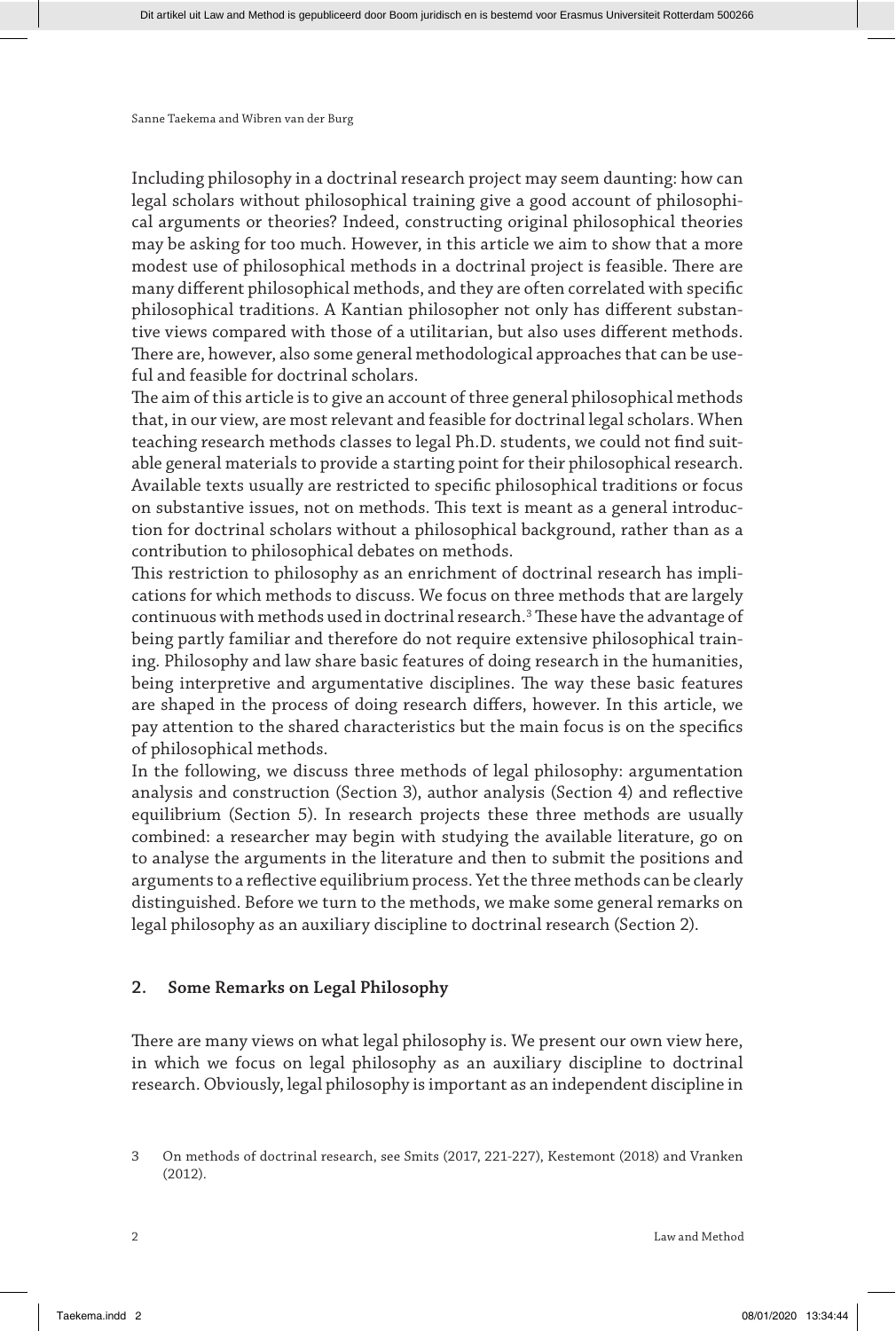Including philosophy in a doctrinal research project may seem daunting: how can legal scholars without philosophical training give a good account of philosophical arguments or theories? Indeed, constructing original philosophical theories may be asking for too much. However, in this article we aim to show that a more modest use of philosophical methods in a doctrinal project is feasible. There are many different philosophical methods, and they are often correlated with specific philosophical traditions. A Kantian philosopher not only has different substantive views compared with those of a utilitarian, but also uses different methods. There are, however, also some general methodological approaches that can be useful and feasible for doctrinal scholars.

The aim of this article is to give an account of three general philosophical methods that, in our view, are most relevant and feasible for doctrinal legal scholars. When teaching research methods classes to legal Ph.D. students, we could not find suitable general materials to provide a starting point for their philosophical research. Available texts usually are restricted to specific philosophical traditions or focus on substantive issues, not on methods. This text is meant as a general introduction for doctrinal scholars without a philosophical background, rather than as a contribution to philosophical debates on methods.

This restriction to philosophy as an enrichment of doctrinal research has implications for which methods to discuss. We focus on three methods that are largely continuous with methods used in doctrinal research.[3] These have the advantage of being partly familiar and therefore do not require extensive philosophical training. Philosophy and law share basic features of doing research in the humanities, being interpretive and argumentative disciplines. The way these basic features are shaped in the process of doing research differs, however. In this article, we pay attention to the shared characteristics but the main focus is on the specifics of philosophical methods.

In the following, we discuss three methods of legal philosophy: argumentation analysis and construction (Section 3), author analysis (Section 4) and reflective equilibrium (Section 5). In research projects these three methods are usually combined: a researcher may begin with studying the available literature, go on to analyse the arguments in the literature and then to submit the positions and arguments to a reflective equilibrium process. Yet the three methods can be clearly distinguished. Before we turn to the methods, we make some general remarks on legal philosophy as an auxiliary discipline to doctrinal research (Section 2).

## 2. Some Remarks on Legal Philosophy

There are many views on what legal philosophy is. We present our own view here, in which we focus on legal philosophy as an auxiliary discipline to doctrinal research. Obviously, legal philosophy is important as an independent discipline in

3 On methods of doctrinal research, see Smits (2017, 221-227), Kestemont (2018) and Vranken (2012).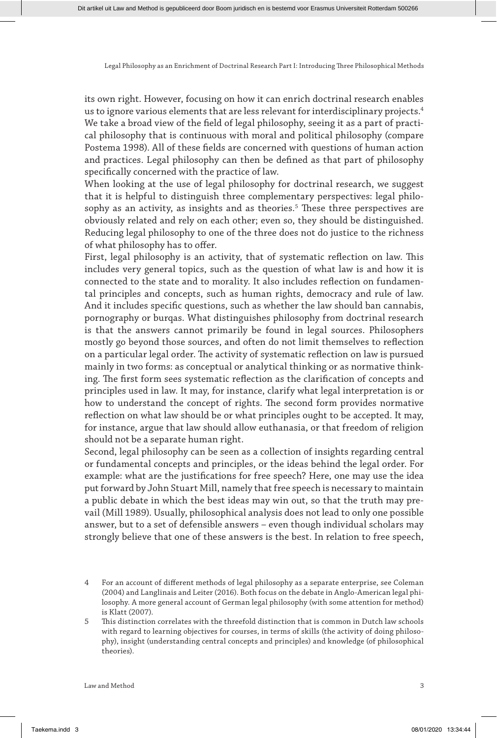its own right. However, focusing on how it can enrich doctrinal research enables us to ignore various elements that are less relevant for interdisciplinary projects.[4] We take a broad view of the field of legal philosophy, seeing it as a part of practical philosophy that is continuous with moral and political philosophy (compare Postema 1998). All of these fields are concerned with questions of human action and practices. Legal philosophy can then be defined as that part of philosophy specifically concerned with the practice of law.

When looking at the use of legal philosophy for doctrinal research, we suggest that it is helpful to distinguish three complementary perspectives: legal philosophy as an activity, as insights and as theories.[5] These three perspectives are obviously related and rely on each other; even so, they should be distinguished. Reducing legal philosophy to one of the three does not do justice to the richness of what philosophy has to offer.

First, legal philosophy is an activity, that of systematic reflection on law. This includes very general topics, such as the question of what law is and how it is connected to the state and to morality. It also includes reflection on fundamental principles and concepts, such as human rights, democracy and rule of law. And it includes specific questions, such as whether the law should ban cannabis, pornography or burqas. What distinguishes philosophy from doctrinal research is that the answers cannot primarily be found in legal sources. Philosophers mostly go beyond those sources, and often do not limit themselves to reflection on a particular legal order. The activity of systematic reflection on law is pursued mainly in two forms: as conceptual or analytical thinking or as normative thinking. The first form sees systematic reflection as the clarification of concepts and principles used in law. It may, for instance, clarify what legal interpretation is or how to understand the concept of rights. The second form provides normative reflection on what law should be or what principles ought to be accepted. It may, for instance, argue that law should allow euthanasia, or that freedom of religion should not be a separate human right.

Second, legal philosophy can be seen as a collection of insights regarding central or fundamental concepts and principles, or the ideas behind the legal order. For example: what are the justifications for free speech? Here, one may use the idea put forward by John Stuart Mill, namely that free speech is necessary to maintain a public debate in which the best ideas may win out, so that the truth may prevail (Mill 1989). Usually, philosophical analysis does not lead to only one possible answer, but to a set of defensible answers – even though individual scholars may strongly believe that one of these answers is the best. In relation to free speech,

---

4 For an account of different methods of legal philosophy as a separate enterprise, see Coleman (2004) and Langlinais and Leiter (2016). Both focus on the debate in Anglo-American legal philosophy. A more general account of German legal philosophy (with some attention for method) is Klatt (2007).

5 This distinction correlates with the threefold distinction that is common in Dutch law schools with regard to learning objectives for courses, in terms of skills (the activity of doing philosophy), insight (understanding central concepts and principles) and knowledge (of philosophical theories).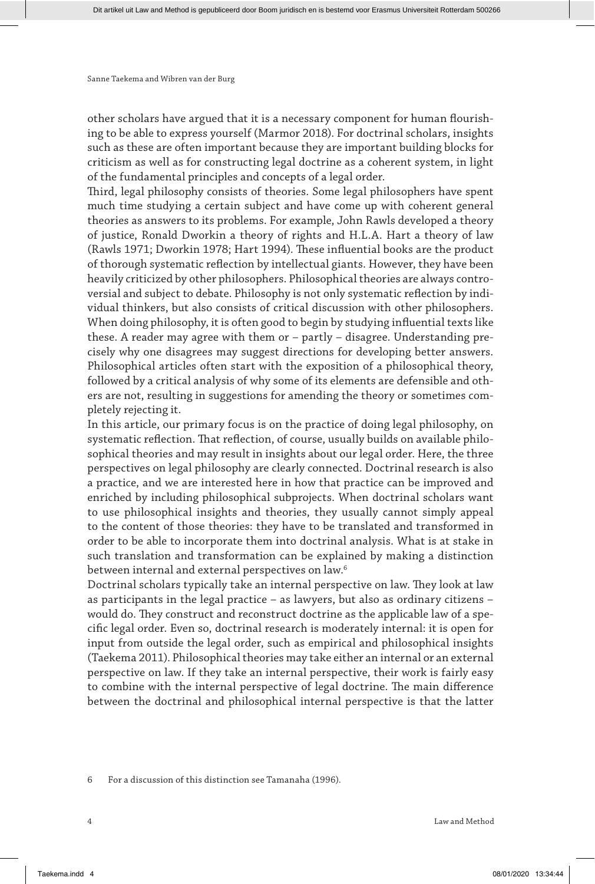other scholars have argued that it is a necessary component for human flourishing to be able to express yourself (Marmor 2018). For doctrinal scholars, insights such as these are often important because they are important building blocks for criticism as well as for constructing legal doctrine as a coherent system, in light of the fundamental principles and concepts of a legal order.

Third, legal philosophy consists of theories. Some legal philosophers have spent much time studying a certain subject and have come up with coherent general theories as answers to its problems. For example, John Rawls developed a theory of justice, Ronald Dworkin a theory of rights and H.L.A. Hart a theory of law (Rawls 1971; Dworkin 1978; Hart 1994). These influential books are the product of thorough systematic reflection by intellectual giants. However, they have been heavily criticized by other philosophers. Philosophical theories are always controversial and subject to debate. Philosophy is not only systematic reflection by individual thinkers, but also consists of critical discussion with other philosophers. When doing philosophy, it is often good to begin by studying influential texts like these. A reader may agree with them or – partly – disagree. Understanding precisely why one disagrees may suggest directions for developing better answers. Philosophical articles often start with the exposition of a philosophical theory, followed by a critical analysis of why some of its elements are defensible and others are not, resulting in suggestions for amending the theory or sometimes completely rejecting it.

In this article, our primary focus is on the practice of doing legal philosophy, on systematic reflection. That reflection, of course, usually builds on available philosophical theories and may result in insights about our legal order. Here, the three perspectives on legal philosophy are clearly connected. Doctrinal research is also a practice, and we are interested here in how that practice can be improved and enriched by including philosophical subprojects. When doctrinal scholars want to use philosophical insights and theories, they usually cannot simply appeal to the content of those theories: they have to be translated and transformed in order to be able to incorporate them into doctrinal analysis. What is at stake in such translation and transformation can be explained by making a distinction between internal and external perspectives on law.[6]

Doctrinal scholars typically take an internal perspective on law. They look at law as participants in the legal practice – as lawyers, but also as ordinary citizens – would do. They construct and reconstruct doctrine as the applicable law of a specific legal order. Even so, doctrinal research is moderately internal: it is open for input from outside the legal order, such as empirical and philosophical insights (Taekema 2011). Philosophical theories may take either an internal or an external perspective on law. If they take an internal perspective, their work is fairly easy to combine with the internal perspective of legal doctrine. The main difference between the doctrinal and philosophical internal perspective is that the latter

6 For a discussion of this distinction see Tamanaha (1996).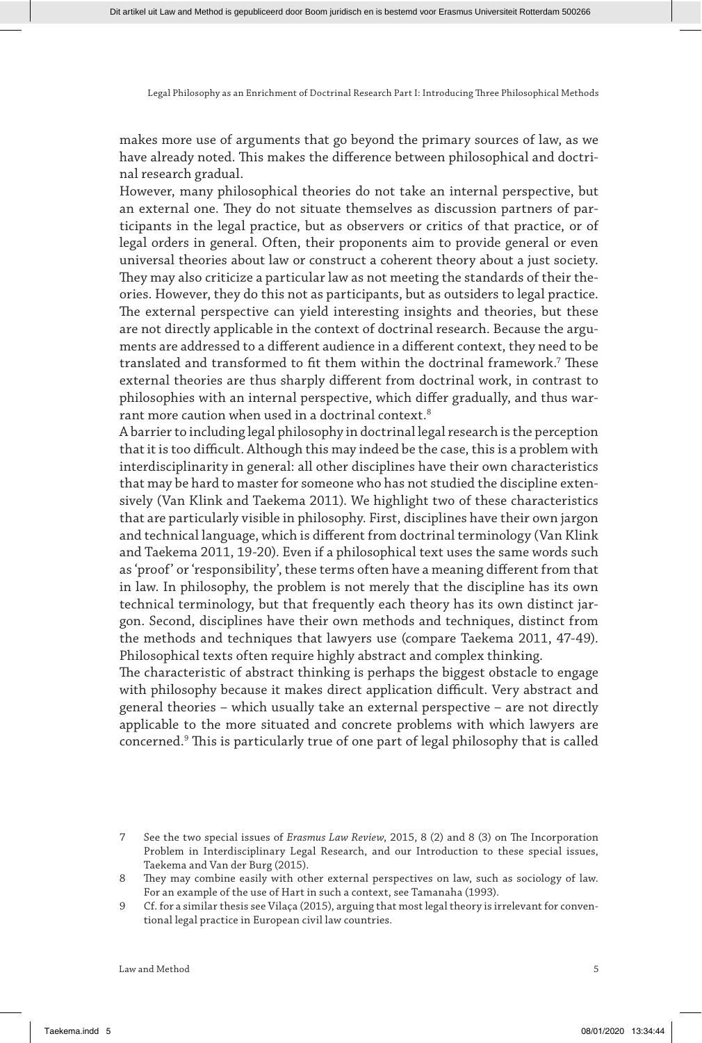makes more use of arguments that go beyond the primary sources of law, as we have already noted. This makes the difference between philosophical and doctrinal research gradual.

However, many philosophical theories do not take an internal perspective, but an external one. They do not situate themselves as discussion partners of participants in the legal practice, but as observers or critics of that practice, or of legal orders in general. Often, their proponents aim to provide general or even universal theories about law or construct a coherent theory about a just society. They may also criticize a particular law as not meeting the standards of their theories. However, they do this not as participants, but as outsiders to legal practice. The external perspective can yield interesting insights and theories, but these are not directly applicable in the context of doctrinal research. Because the arguments are addressed to a different audience in a different context, they need to be translated and transformed to fit them within the doctrinal framework.[7] These external theories are thus sharply different from doctrinal work, in contrast to philosophies with an internal perspective, which differ gradually, and thus warrant more caution when used in a doctrinal context.[8]

A barrier to including legal philosophy in doctrinal legal research is the perception that it is too difficult. Although this may indeed be the case, this is a problem with interdisciplinarity in general: all other disciplines have their own characteristics that may be hard to master for someone who has not studied the discipline extensively (Van Klink and Taekema 2011). We highlight two of these characteristics that are particularly visible in philosophy. First, disciplines have their own jargon and technical language, which is different from doctrinal terminology (Van Klink and Taekema 2011, 19-20). Even if a philosophical text uses the same words such as 'proof' or 'responsibility', these terms often have a meaning different from that in law. In philosophy, the problem is not merely that the discipline has its own technical terminology, but that frequently each theory has its own distinct jargon. Second, disciplines have their own methods and techniques, distinct from the methods and techniques that lawyers use (compare Taekema 2011, 47-49). Philosophical texts often require highly abstract and complex thinking.

The characteristic of abstract thinking is perhaps the biggest obstacle to engage with philosophy because it makes direct application difficult. Very abstract and general theories – which usually take an external perspective – are not directly applicable to the more situated and concrete problems with which lawyers are concerned.[9] This is particularly true of one part of legal philosophy that is called

---

7 See the two special issues of *Erasmus Law Review*, 2015, 8 (2) and 8 (3) on The Incorporation Problem in Interdisciplinary Legal Research, and our Introduction to these special issues, Taekema and Van der Burg (2015).

8 They may combine easily with other external perspectives on law, such as sociology of law. For an example of the use of Hart in such a context, see Tamanaha (1993).

9 Cf. for a similar thesis see Vilaça (2015), arguing that most legal theory is irrelevant for conventional legal practice in European civil law countries.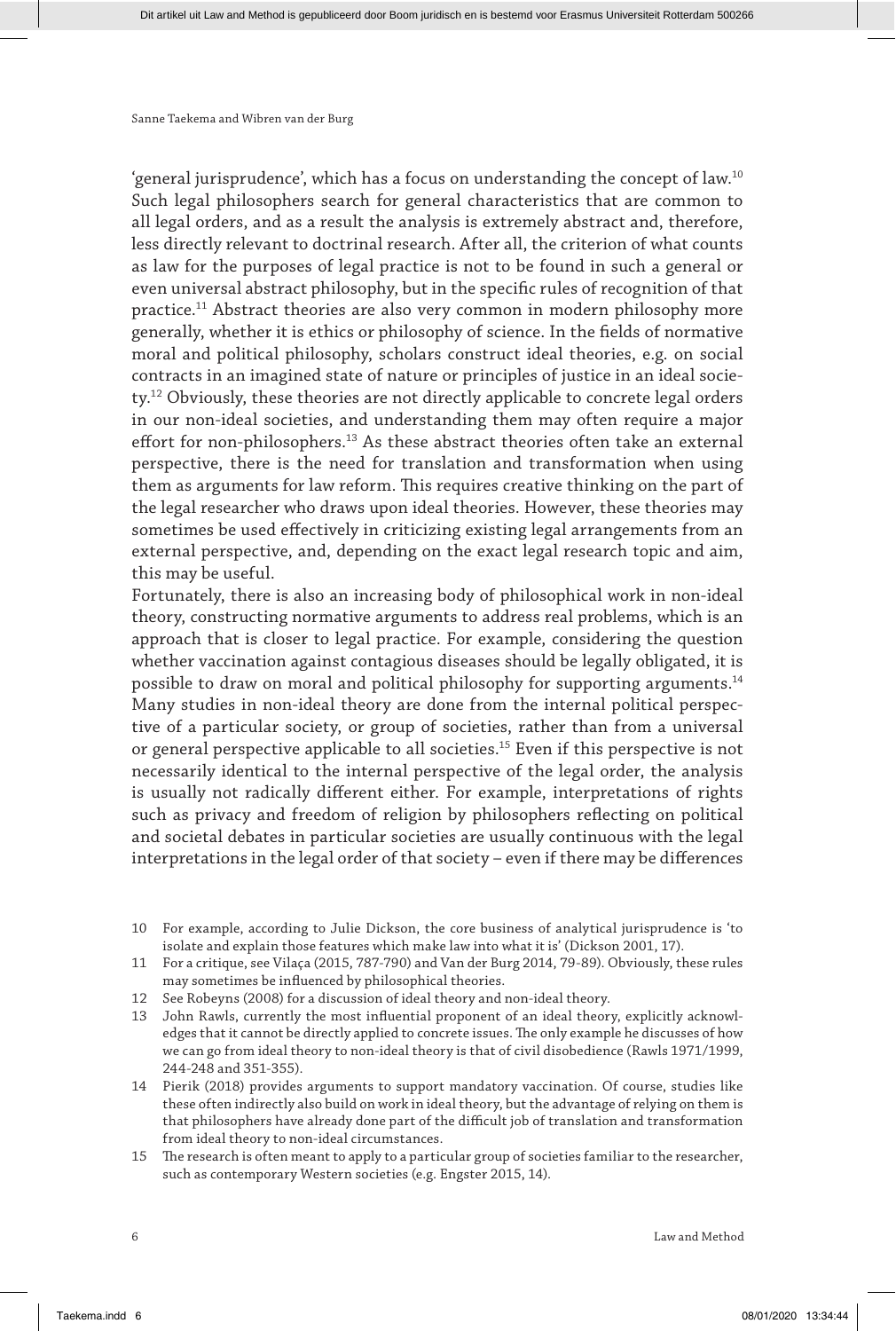'general jurisprudence', which has a focus on understanding the concept of law.[10] Such legal philosophers search for general characteristics that are common to all legal orders, and as a result the analysis is extremely abstract and, therefore, less directly relevant to doctrinal research. After all, the criterion of what counts as law for the purposes of legal practice is not to be found in such a general or even universal abstract philosophy, but in the specific rules of recognition of that practice.[11] Abstract theories are also very common in modern philosophy more generally, whether it is ethics or philosophy of science. In the fields of normative moral and political philosophy, scholars construct ideal theories, e.g. on social contracts in an imagined state of nature or principles of justice in an ideal society.[12] Obviously, these theories are not directly applicable to concrete legal orders in our non-ideal societies, and understanding them may often require a major effort for non-philosophers.[13] As these abstract theories often take an external perspective, there is the need for translation and transformation when using them as arguments for law reform. This requires creative thinking on the part of the legal researcher who draws upon ideal theories. However, these theories may sometimes be used effectively in criticizing existing legal arrangements from an external perspective, and, depending on the exact legal research topic and aim, this may be useful.

Fortunately, there is also an increasing body of philosophical work in non-ideal theory, constructing normative arguments to address real problems, which is an approach that is closer to legal practice. For example, considering the question whether vaccination against contagious diseases should be legally obligated, it is possible to draw on moral and political philosophy for supporting arguments.[14] Many studies in non-ideal theory are done from the internal political perspective of a particular society, or group of societies, rather than from a universal or general perspective applicable to all societies.[15] Even if this perspective is not necessarily identical to the internal perspective of the legal order, the analysis is usually not radically different either. For example, interpretations of rights such as privacy and freedom of religion by philosophers reflecting on political and societal debates in particular societies are usually continuous with the legal interpretations in the legal order of that society – even if there may be differences

10 For example, according to Julie Dickson, the core business of analytical jurisprudence is 'to isolate and explain those features which make law into what it is' (Dickson 2001, 17).

11 For a critique, see Vilaça (2015, 787-790) and Van der Burg 2014, 79-89). Obviously, these rules may sometimes be influenced by philosophical theories.

12 See Robeyns (2008) for a discussion of ideal theory and non-ideal theory.

13 John Rawls, currently the most influential proponent of an ideal theory, explicitly acknowledges that it cannot be directly applied to concrete issues. The only example he discusses of how we can go from ideal theory to non-ideal theory is that of civil disobedience (Rawls 1971/1999, 244-248 and 351-355).

14 Pierik (2018) provides arguments to support mandatory vaccination. Of course, studies like these often indirectly also build on work in ideal theory, but the advantage of relying on them is that philosophers have already done part of the difficult job of translation and transformation from ideal theory to non-ideal circumstances.

15 The research is often meant to apply to a particular group of societies familiar to the researcher, such as contemporary Western societies (e.g. Engster 2015, 14).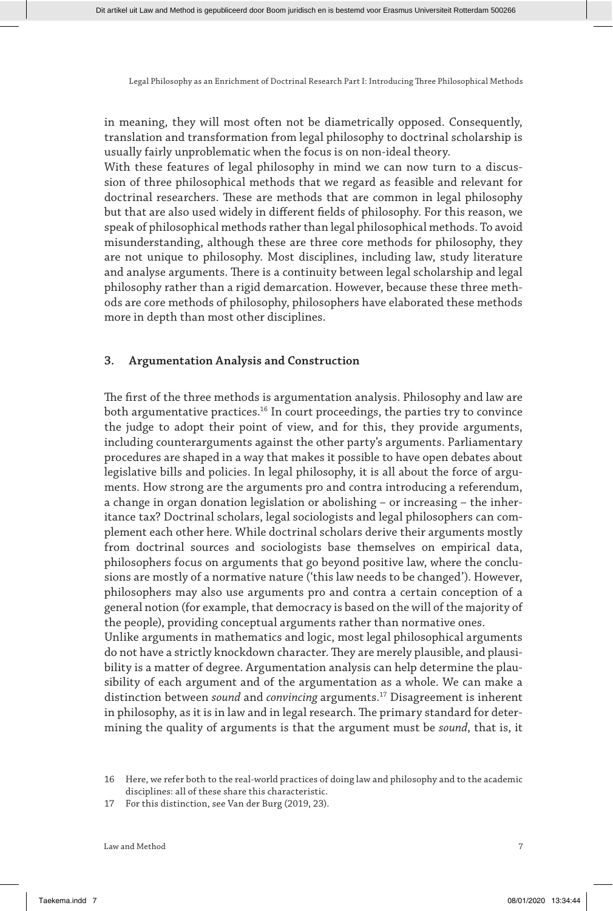in meaning, they will most often not be diametrically opposed. Consequently, translation and transformation from legal philosophy to doctrinal scholarship is usually fairly unproblematic when the focus is on non-ideal theory.

With these features of legal philosophy in mind we can now turn to a discussion of three philosophical methods that we regard as feasible and relevant for doctrinal researchers. These are methods that are common in legal philosophy but that are also used widely in different fields of philosophy. For this reason, we speak of philosophical methods rather than legal philosophical methods. To avoid misunderstanding, although these are three core methods for philosophy, they are not unique to philosophy. Most disciplines, including law, study literature and analyse arguments. There is a continuity between legal scholarship and legal philosophy rather than a rigid demarcation. However, because these three methods are core methods of philosophy, philosophers have elaborated these methods more in depth than most other disciplines.

## 3. Argumentation Analysis and Construction

The first of the three methods is argumentation analysis. Philosophy and law are both argumentative practices.[16] In court proceedings, the parties try to convince the judge to adopt their point of view, and for this, they provide arguments, including counterarguments against the other party's arguments. Parliamentary procedures are shaped in a way that makes it possible to have open debates about legislative bills and policies. In legal philosophy, it is all about the force of arguments. How strong are the arguments pro and contra introducing a referendum, a change in organ donation legislation or abolishing – or increasing – the inheritance tax? Doctrinal scholars, legal sociologists and legal philosophers can complement each other here. While doctrinal scholars derive their arguments mostly from doctrinal sources and sociologists base themselves on empirical data, philosophers focus on arguments that go beyond positive law, where the conclusions are mostly of a normative nature ('this law needs to be changed'). However, philosophers may also use arguments pro and contra a certain conception of a general notion (for example, that democracy is based on the will of the majority of the people), providing conceptual arguments rather than normative ones.

Unlike arguments in mathematics and logic, most legal philosophical arguments do not have a strictly knockdown character. They are merely plausible, and plausibility is a matter of degree. Argumentation analysis can help determine the plausibility of each argument and of the argumentation as a whole. We can make a distinction between *sound* and *convincing* arguments.[17] Disagreement is inherent in philosophy, as it is in law and in legal research. The primary standard for determining the quality of arguments is that the argument must be *sound*, that is, it

16 Here, we refer both to the real-world practices of doing law and philosophy and to the academic disciplines: all of these share this characteristic.

17 For this distinction, see Van der Burg (2019, 23).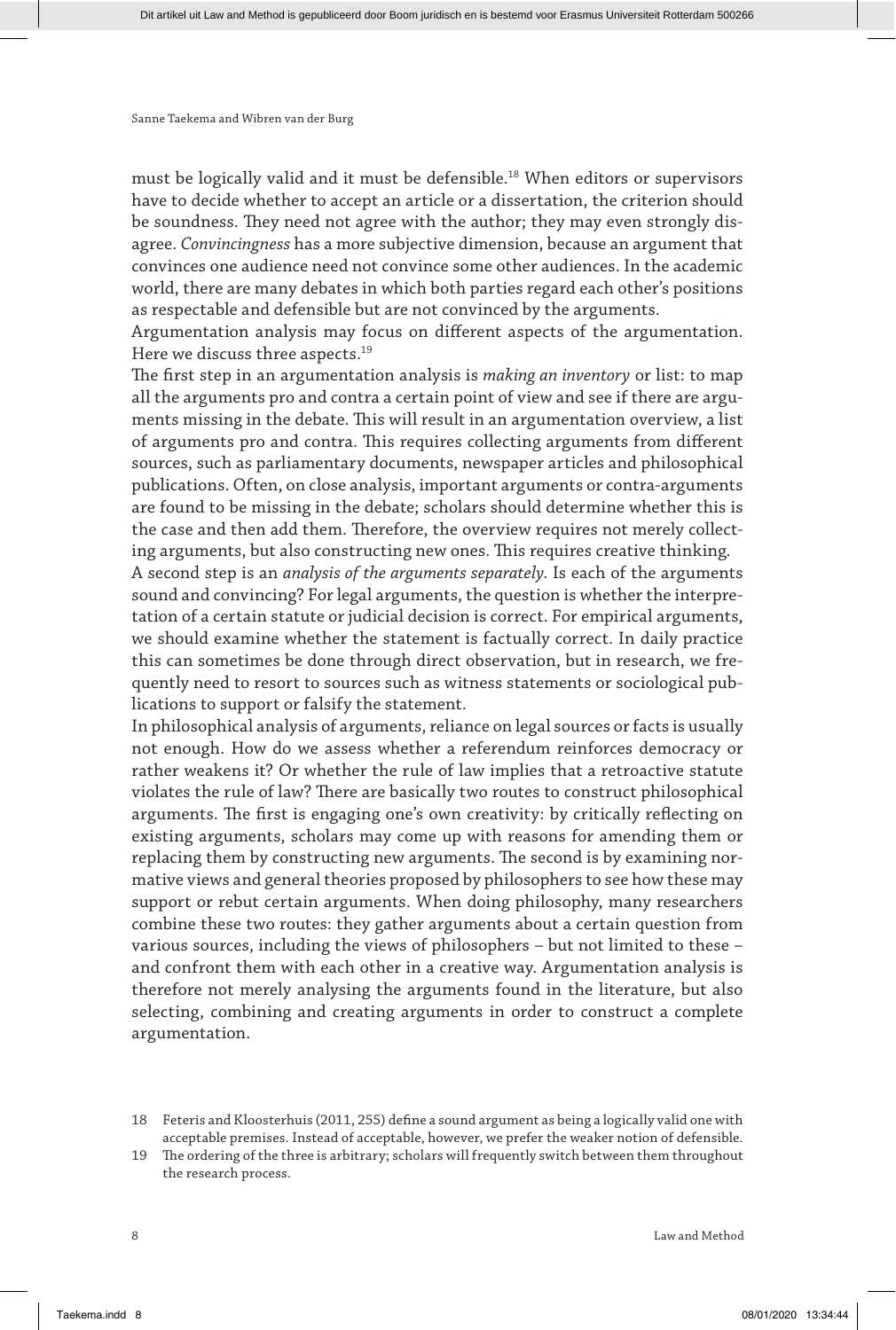must be logically valid and it must be defensible.[18] When editors or supervisors have to decide whether to accept an article or a dissertation, the criterion should be soundness. They need not agree with the author; they may even strongly disagree. *Convincingness* has a more subjective dimension, because an argument that convinces one audience need not convince some other audiences. In the academic world, there are many debates in which both parties regard each other's positions as respectable and defensible but are not convinced by the arguments.

Argumentation analysis may focus on different aspects of the argumentation. Here we discuss three aspects.[19]

The first step in an argumentation analysis is *making an inventory* or list: to map all the arguments pro and contra a certain point of view and see if there are arguments missing in the debate. This will result in an argumentation overview, a list of arguments pro and contra. This requires collecting arguments from different sources, such as parliamentary documents, newspaper articles and philosophical publications. Often, on close analysis, important arguments or contra-arguments are found to be missing in the debate; scholars should determine whether this is the case and then add them. Therefore, the overview requires not merely collecting arguments, but also constructing new ones. This requires creative thinking.

A second step is an *analysis of the arguments separately*. Is each of the arguments sound and convincing? For legal arguments, the question is whether the interpretation of a certain statute or judicial decision is correct. For empirical arguments, we should examine whether the statement is factually correct. In daily practice this can sometimes be done through direct observation, but in research, we frequently need to resort to sources such as witness statements or sociological publications to support or falsify the statement.

In philosophical analysis of arguments, reliance on legal sources or facts is usually not enough. How do we assess whether a referendum reinforces democracy or rather weakens it? Or whether the rule of law implies that a retroactive statute violates the rule of law? There are basically two routes to construct philosophical arguments. The first is engaging one's own creativity: by critically reflecting on existing arguments, scholars may come up with reasons for amending them or replacing them by constructing new arguments. The second is by examining normative views and general theories proposed by philosophers to see how these may support or rebut certain arguments. When doing philosophy, many researchers combine these two routes: they gather arguments about a certain question from various sources, including the views of philosophers – but not limited to these – and confront them with each other in a creative way. Argumentation analysis is therefore not merely analysing the arguments found in the literature, but also selecting, combining and creating arguments in order to construct a complete argumentation.

18 Feteris and Kloosterhuis (2011, 255) define a sound argument as being a logically valid one with acceptable premises. Instead of acceptable, however, we prefer the weaker notion of defensible.

19 The ordering of the three is arbitrary; scholars will frequently switch between them throughout the research process.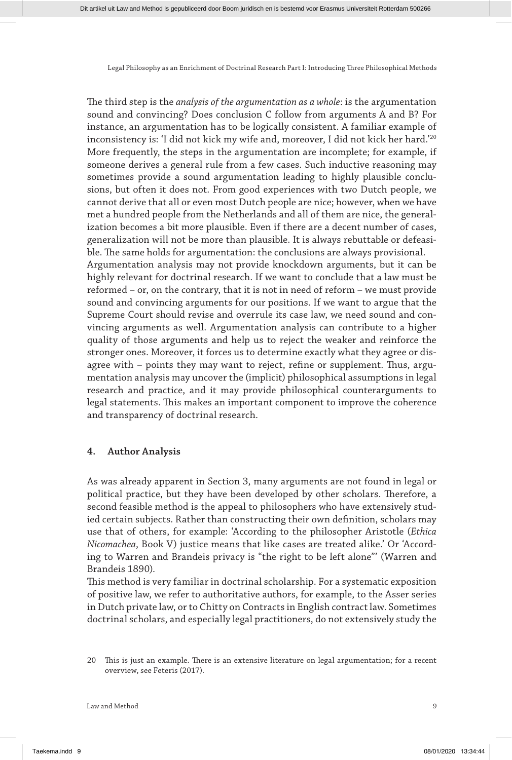The third step is the *analysis of the argumentation as a whole*: is the argumentation sound and convincing? Does conclusion C follow from arguments A and B? For instance, an argumentation has to be logically consistent. A familiar example of inconsistency is: 'I did not kick my wife and, moreover, I did not kick her hard.'[20] More frequently, the steps in the argumentation are incomplete; for example, if someone derives a general rule from a few cases. Such inductive reasoning may sometimes provide a sound argumentation leading to highly plausible conclusions, but often it does not. From good experiences with two Dutch people, we cannot derive that all or even most Dutch people are nice; however, when we have met a hundred people from the Netherlands and all of them are nice, the generalization becomes a bit more plausible. Even if there are a decent number of cases, generalization will not be more than plausible. It is always rebuttable or defeasible. The same holds for argumentation: the conclusions are always provisional.

Argumentation analysis may not provide knockdown arguments, but it can be highly relevant for doctrinal research. If we want to conclude that a law must be reformed – or, on the contrary, that it is not in need of reform – we must provide sound and convincing arguments for our positions. If we want to argue that the Supreme Court should revise and overrule its case law, we need sound and convincing arguments as well. Argumentation analysis can contribute to a higher quality of those arguments and help us to reject the weaker and reinforce the stronger ones. Moreover, it forces us to determine exactly what they agree or disagree with – points they may want to reject, refine or supplement. Thus, argumentation analysis may uncover the (implicit) philosophical assumptions in legal research and practice, and it may provide philosophical counterarguments to legal statements. This makes an important component to improve the coherence and transparency of doctrinal research.

## 4. Author Analysis

As was already apparent in Section 3, many arguments are not found in legal or political practice, but they have been developed by other scholars. Therefore, a second feasible method is the appeal to philosophers who have extensively studied certain subjects. Rather than constructing their own definition, scholars may use that of others, for example: 'According to the philosopher Aristotle (*Ethica Nicomachea*, Book V) justice means that like cases are treated alike.' Or 'According to Warren and Brandeis privacy is "the right to be left alone"' (Warren and Brandeis 1890).

This method is very familiar in doctrinal scholarship. For a systematic exposition of positive law, we refer to authoritative authors, for example, to the Asser series in Dutch private law, or to Chitty on Contracts in English contract law. Sometimes doctrinal scholars, and especially legal practitioners, do not extensively study the

20 This is just an example. There is an extensive literature on legal argumentation; for a recent overview, see Feteris (2017).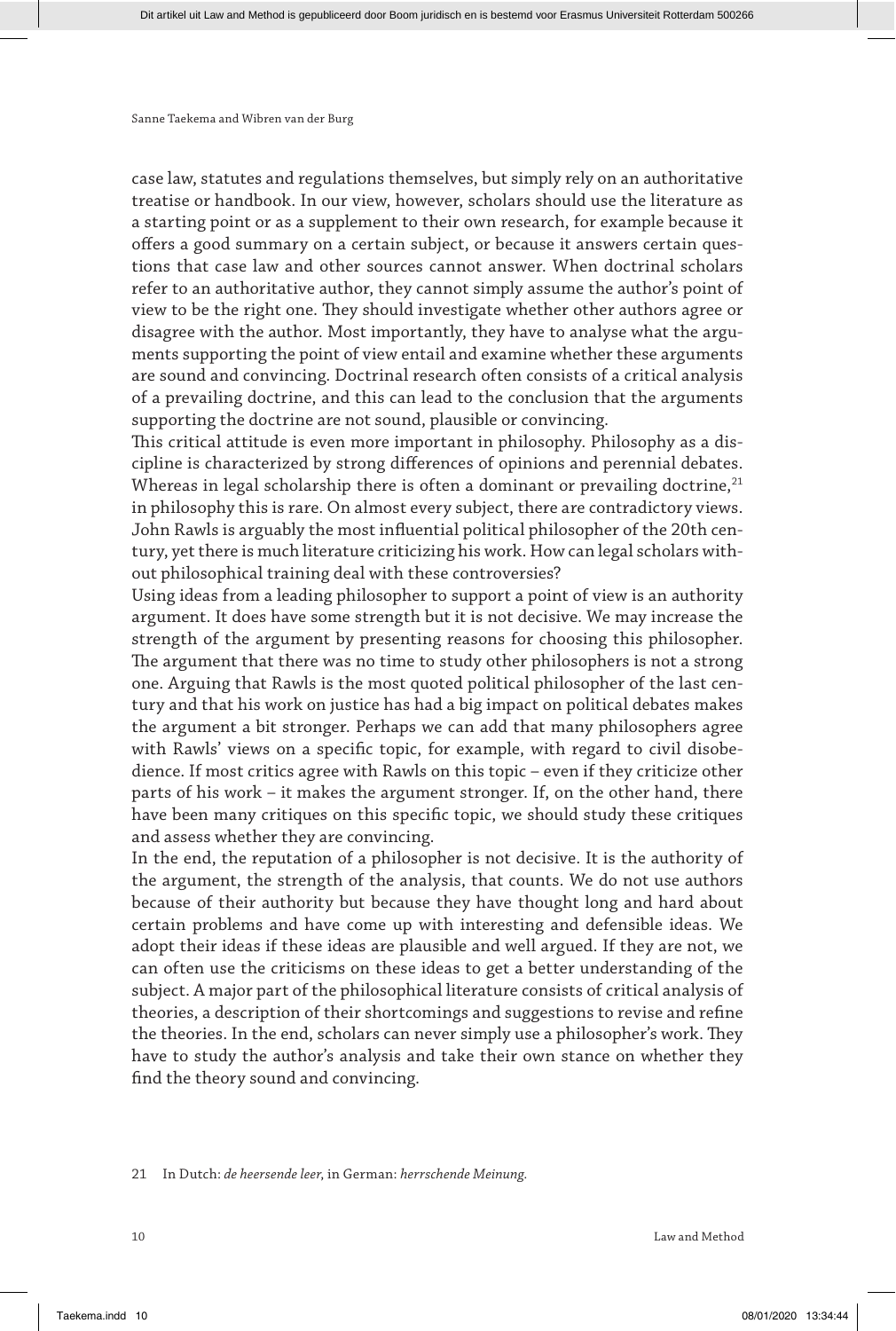case law, statutes and regulations themselves, but simply rely on an authoritative treatise or handbook. In our view, however, scholars should use the literature as a starting point or as a supplement to their own research, for example because it offers a good summary on a certain subject, or because it answers certain questions that case law and other sources cannot answer. When doctrinal scholars refer to an authoritative author, they cannot simply assume the author's point of view to be the right one. They should investigate whether other authors agree or disagree with the author. Most importantly, they have to analyse what the arguments supporting the point of view entail and examine whether these arguments are sound and convincing. Doctrinal research often consists of a critical analysis of a prevailing doctrine, and this can lead to the conclusion that the arguments supporting the doctrine are not sound, plausible or convincing.

This critical attitude is even more important in philosophy. Philosophy as a discipline is characterized by strong differences of opinions and perennial debates. Whereas in legal scholarship there is often a dominant or prevailing doctrine,[21] in philosophy this is rare. On almost every subject, there are contradictory views. John Rawls is arguably the most influential political philosopher of the 20th century, yet there is much literature criticizing his work. How can legal scholars without philosophical training deal with these controversies?

Using ideas from a leading philosopher to support a point of view is an authority argument. It does have some strength but it is not decisive. We may increase the strength of the argument by presenting reasons for choosing this philosopher. The argument that there was no time to study other philosophers is not a strong one. Arguing that Rawls is the most quoted political philosopher of the last century and that his work on justice has had a big impact on political debates makes the argument a bit stronger. Perhaps we can add that many philosophers agree with Rawls' views on a specific topic, for example, with regard to civil disobedience. If most critics agree with Rawls on this topic – even if they criticize other parts of his work – it makes the argument stronger. If, on the other hand, there have been many critiques on this specific topic, we should study these critiques and assess whether they are convincing.

In the end, the reputation of a philosopher is not decisive. It is the authority of the argument, the strength of the analysis, that counts. We do not use authors because of their authority but because they have thought long and hard about certain problems and have come up with interesting and defensible ideas. We adopt their ideas if these ideas are plausible and well argued. If they are not, we can often use the criticisms on these ideas to get a better understanding of the subject. A major part of the philosophical literature consists of critical analysis of theories, a description of their shortcomings and suggestions to revise and refine the theories. In the end, scholars can never simply use a philosopher's work. They have to study the author's analysis and take their own stance on whether they find the theory sound and convincing.

21 In Dutch: *de heersende leer*, in German: *herrschende Meinung.*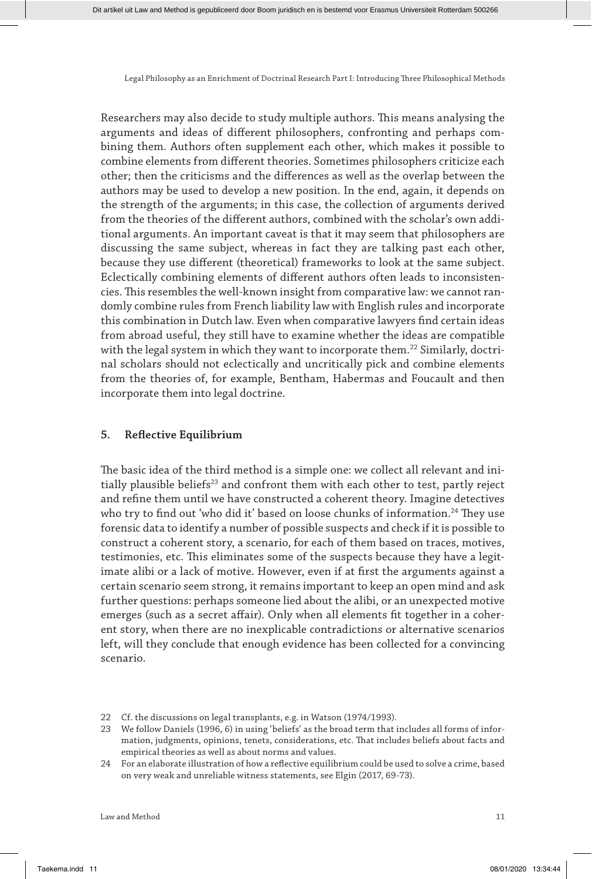Researchers may also decide to study multiple authors. This means analysing the arguments and ideas of different philosophers, confronting and perhaps combining them. Authors often supplement each other, which makes it possible to combine elements from different theories. Sometimes philosophers criticize each other; then the criticisms and the differences as well as the overlap between the authors may be used to develop a new position. In the end, again, it depends on the strength of the arguments; in this case, the collection of arguments derived from the theories of the different authors, combined with the scholar's own additional arguments. An important caveat is that it may seem that philosophers are discussing the same subject, whereas in fact they are talking past each other, because they use different (theoretical) frameworks to look at the same subject. Eclectically combining elements of different authors often leads to inconsistencies. This resembles the well-known insight from comparative law: we cannot randomly combine rules from French liability law with English rules and incorporate this combination in Dutch law. Even when comparative lawyers find certain ideas from abroad useful, they still have to examine whether the ideas are compatible with the legal system in which they want to incorporate them.[22] Similarly, doctrinal scholars should not eclectically and uncritically pick and combine elements from the theories of, for example, Bentham, Habermas and Foucault and then incorporate them into legal doctrine.

## 5. Reflective Equilibrium

The basic idea of the third method is a simple one: we collect all relevant and initially plausible beliefs[23] and confront them with each other to test, partly reject and refine them until we have constructed a coherent theory. Imagine detectives who try to find out 'who did it' based on loose chunks of information.[24] They use forensic data to identify a number of possible suspects and check if it is possible to construct a coherent story, a scenario, for each of them based on traces, motives, testimonies, etc. This eliminates some of the suspects because they have a legitimate alibi or a lack of motive. However, even if at first the arguments against a certain scenario seem strong, it remains important to keep an open mind and ask further questions: perhaps someone lied about the alibi, or an unexpected motive emerges (such as a secret affair). Only when all elements fit together in a coherent story, when there are no inexplicable contradictions or alternative scenarios left, will they conclude that enough evidence has been collected for a convincing scenario.

22 Cf. the discussions on legal transplants, e.g. in Watson (1974/1993).

23 We follow Daniels (1996, 6) in using 'beliefs' as the broad term that includes all forms of information, judgments, opinions, tenets, considerations, etc. That includes beliefs about facts and empirical theories as well as about norms and values.

24 For an elaborate illustration of how a reflective equilibrium could be used to solve a crime, based on very weak and unreliable witness statements, see Elgin (2017, 69-73).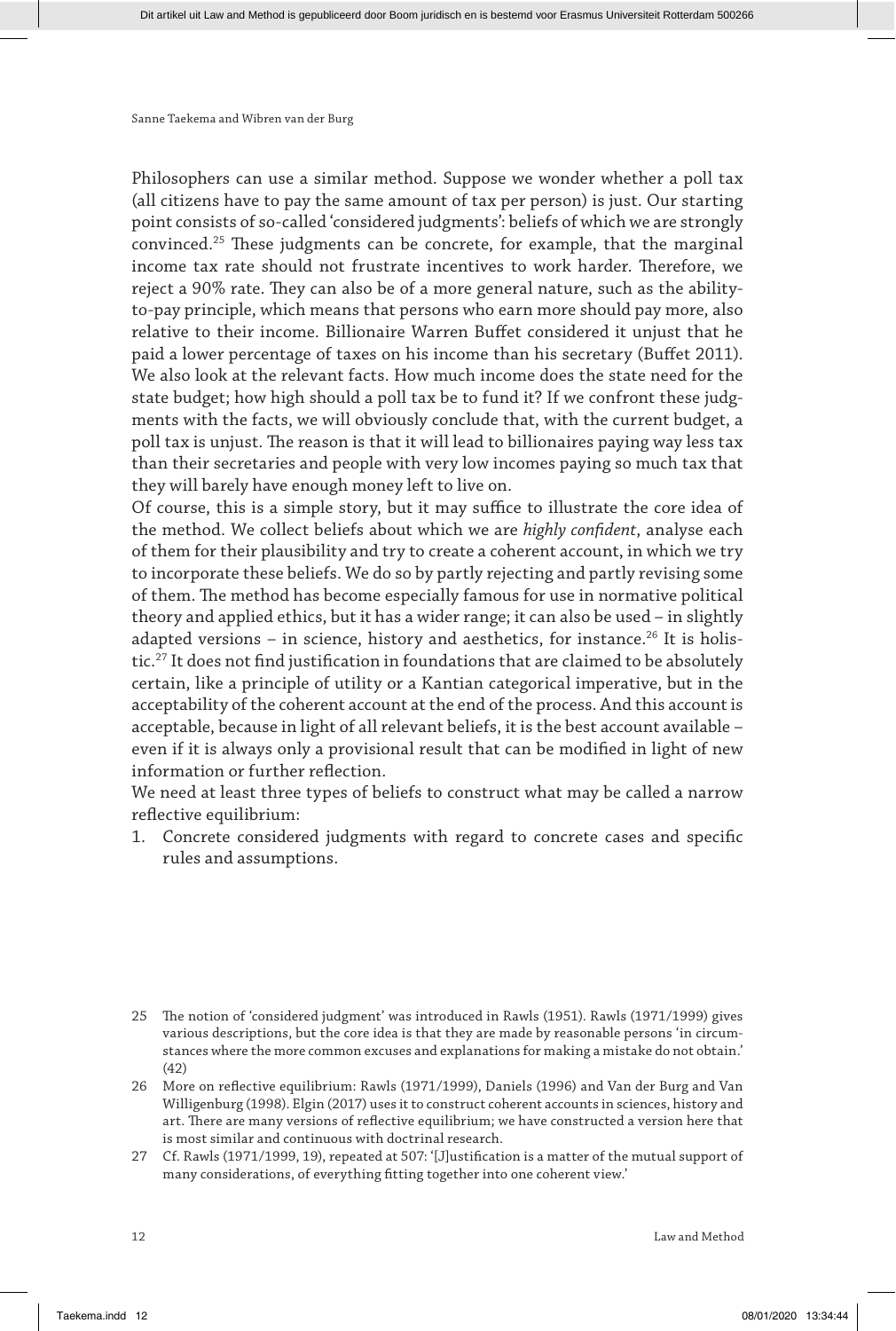Philosophers can use a similar method. Suppose we wonder whether a poll tax (all citizens have to pay the same amount of tax per person) is just. Our starting point consists of so-called 'considered judgments': beliefs of which we are strongly convinced.[25] These judgments can be concrete, for example, that the marginal income tax rate should not frustrate incentives to work harder. Therefore, we reject a 90% rate. They can also be of a more general nature, such as the ability-to-pay principle, which means that persons who earn more should pay more, also relative to their income. Billionaire Warren Buffet considered it unjust that he paid a lower percentage of taxes on his income than his secretary (Buffet 2011). We also look at the relevant facts. How much income does the state need for the state budget; how high should a poll tax be to fund it? If we confront these judgments with the facts, we will obviously conclude that, with the current budget, a poll tax is unjust. The reason is that it will lead to billionaires paying way less tax than their secretaries and people with very low incomes paying so much tax that they will barely have enough money left to live on.

Of course, this is a simple story, but it may suffice to illustrate the core idea of the method. We collect beliefs about which we are *highly confident*, analyse each of them for their plausibility and try to create a coherent account, in which we try to incorporate these beliefs. We do so by partly rejecting and partly revising some of them. The method has become especially famous for use in normative political theory and applied ethics, but it has a wider range; it can also be used – in slightly adapted versions – in science, history and aesthetics, for instance.[26] It is holistic.[27] It does not find justification in foundations that are claimed to be absolutely certain, like a principle of utility or a Kantian categorical imperative, but in the acceptability of the coherent account at the end of the process. And this account is acceptable, because in light of all relevant beliefs, it is the best account available – even if it is always only a provisional result that can be modified in light of new information or further reflection.

We need at least three types of beliefs to construct what may be called a narrow reflective equilibrium:

1. Concrete considered judgments with regard to concrete cases and specific rules and assumptions.

---

25 The notion of 'considered judgment' was introduced in Rawls (1951). Rawls (1971/1999) gives various descriptions, but the core idea is that they are made by reasonable persons 'in circumstances where the more common excuses and explanations for making a mistake do not obtain.' (42)

26 More on reflective equilibrium: Rawls (1971/1999), Daniels (1996) and Van der Burg and Van Willigenburg (1998). Elgin (2017) uses it to construct coherent accounts in sciences, history and art. There are many versions of reflective equilibrium; we have constructed a version here that is most similar and continuous with doctrinal research.

27 Cf. Rawls (1971/1999, 19), repeated at 507: '[J]ustification is a matter of the mutual support of many considerations, of everything fitting together into one coherent view.'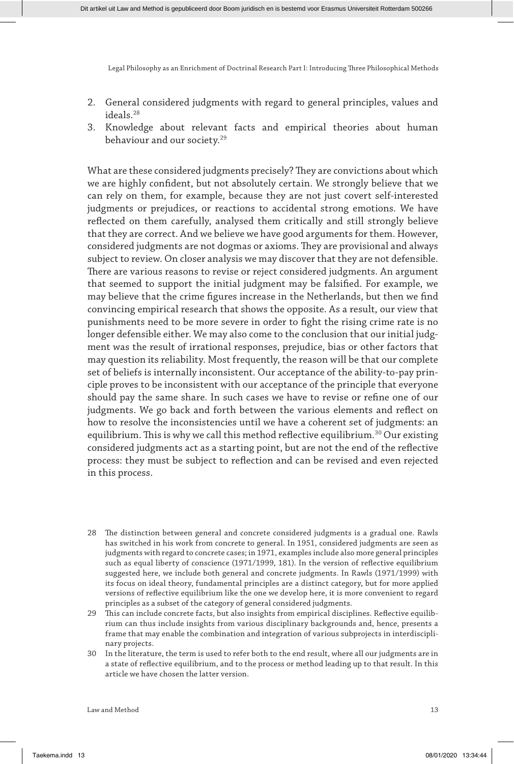2. General considered judgments with regard to general principles, values and ideals.[28]
3. Knowledge about relevant facts and empirical theories about human behaviour and our society.[29]

What are these considered judgments precisely? They are convictions about which we are highly confident, but not absolutely certain. We strongly believe that we can rely on them, for example, because they are not just covert self-interested judgments or prejudices, or reactions to accidental strong emotions. We have reflected on them carefully, analysed them critically and still strongly believe that they are correct. And we believe we have good arguments for them. However, considered judgments are not dogmas or axioms. They are provisional and always subject to review. On closer analysis we may discover that they are not defensible. There are various reasons to revise or reject considered judgments. An argument that seemed to support the initial judgment may be falsified. For example, we may believe that the crime figures increase in the Netherlands, but then we find convincing empirical research that shows the opposite. As a result, our view that punishments need to be more severe in order to fight the rising crime rate is no longer defensible either. We may also come to the conclusion that our initial judgment was the result of irrational responses, prejudice, bias or other factors that may question its reliability. Most frequently, the reason will be that our complete set of beliefs is internally inconsistent. Our acceptance of the ability-to-pay principle proves to be inconsistent with our acceptance of the principle that everyone should pay the same share. In such cases we have to revise or refine one of our judgments. We go back and forth between the various elements and reflect on how to resolve the inconsistencies until we have a coherent set of judgments: an equilibrium. This is why we call this method reflective equilibrium.[30] Our existing considered judgments act as a starting point, but are not the end of the reflective process: they must be subject to reflection and can be revised and even rejected in this process.

28 The distinction between general and concrete considered judgments is a gradual one. Rawls has switched in his work from concrete to general. In 1951, considered judgments are seen as judgments with regard to concrete cases; in 1971, examples include also more general principles such as equal liberty of conscience (1971/1999, 181). In the version of reflective equilibrium suggested here, we include both general and concrete judgments. In Rawls (1971/1999) with its focus on ideal theory, fundamental principles are a distinct category, but for more applied versions of reflective equilibrium like the one we develop here, it is more convenient to regard principles as a subset of the category of general considered judgments.

29 This can include concrete facts, but also insights from empirical disciplines. Reflective equilibrium can thus include insights from various disciplinary backgrounds and, hence, presents a frame that may enable the combination and integration of various subprojects in interdisciplinary projects.

30 In the literature, the term is used to refer both to the end result, where all our judgments are in a state of reflective equilibrium, and to the process or method leading up to that result. In this article we have chosen the latter version.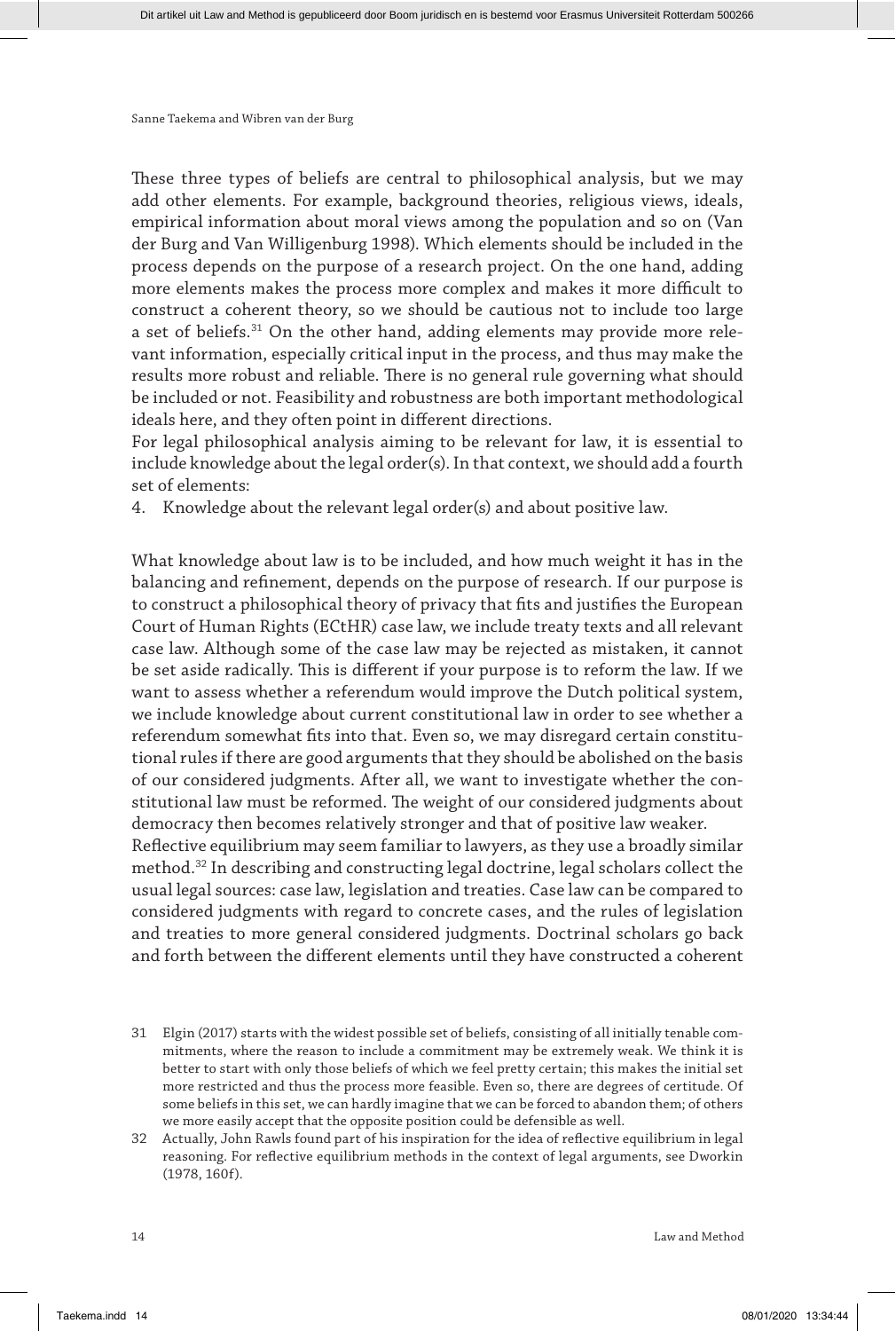These three types of beliefs are central to philosophical analysis, but we may add other elements. For example, background theories, religious views, ideals, empirical information about moral views among the population and so on (Van der Burg and Van Willigenburg 1998). Which elements should be included in the process depends on the purpose of a research project. On the one hand, adding more elements makes the process more complex and makes it more difficult to construct a coherent theory, so we should be cautious not to include too large a set of beliefs.[31] On the other hand, adding elements may provide more relevant information, especially critical input in the process, and thus may make the results more robust and reliable. There is no general rule governing what should be included or not. Feasibility and robustness are both important methodological ideals here, and they often point in different directions.

For legal philosophical analysis aiming to be relevant for law, it is essential to include knowledge about the legal order(s). In that context, we should add a fourth set of elements:

4. Knowledge about the relevant legal order(s) and about positive law.

What knowledge about law is to be included, and how much weight it has in the balancing and refinement, depends on the purpose of research. If our purpose is to construct a philosophical theory of privacy that fits and justifies the European Court of Human Rights (ECtHR) case law, we include treaty texts and all relevant case law. Although some of the case law may be rejected as mistaken, it cannot be set aside radically. This is different if your purpose is to reform the law. If we want to assess whether a referendum would improve the Dutch political system, we include knowledge about current constitutional law in order to see whether a referendum somewhat fits into that. Even so, we may disregard certain constitutional rules if there are good arguments that they should be abolished on the basis of our considered judgments. After all, we want to investigate whether the constitutional law must be reformed. The weight of our considered judgments about democracy then becomes relatively stronger and that of positive law weaker.

Reflective equilibrium may seem familiar to lawyers, as they use a broadly similar method.[32] In describing and constructing legal doctrine, legal scholars collect the usual legal sources: case law, legislation and treaties. Case law can be compared to considered judgments with regard to concrete cases, and the rules of legislation and treaties to more general considered judgments. Doctrinal scholars go back and forth between the different elements until they have constructed a coherent

31 Elgin (2017) starts with the widest possible set of beliefs, consisting of all initially tenable commitments, where the reason to include a commitment may be extremely weak. We think it is better to start with only those beliefs of which we feel pretty certain; this makes the initial set more restricted and thus the process more feasible. Even so, there are degrees of certitude. Of some beliefs in this set, we can hardly imagine that we can be forced to abandon them; of others we more easily accept that the opposite position could be defensible as well.

32 Actually, John Rawls found part of his inspiration for the idea of reflective equilibrium in legal reasoning. For reflective equilibrium methods in the context of legal arguments, see Dworkin (1978, 160f).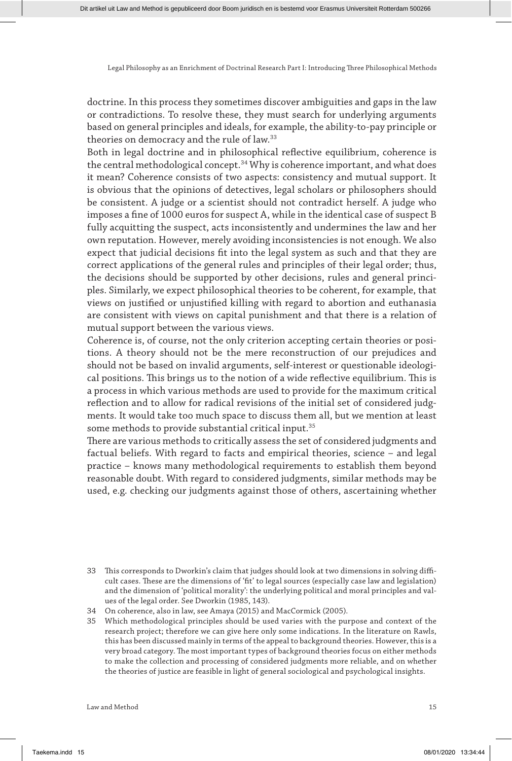doctrine. In this process they sometimes discover ambiguities and gaps in the law or contradictions. To resolve these, they must search for underlying arguments based on general principles and ideals, for example, the ability-to-pay principle or theories on democracy and the rule of law.[33]

Both in legal doctrine and in philosophical reflective equilibrium, coherence is the central methodological concept.[34] Why is coherence important, and what does it mean? Coherence consists of two aspects: consistency and mutual support. It is obvious that the opinions of detectives, legal scholars or philosophers should be consistent. A judge or a scientist should not contradict herself. A judge who imposes a fine of 1000 euros for suspect A, while in the identical case of suspect B fully acquitting the suspect, acts inconsistently and undermines the law and her own reputation. However, merely avoiding inconsistencies is not enough. We also expect that judicial decisions fit into the legal system as such and that they are correct applications of the general rules and principles of their legal order; thus, the decisions should be supported by other decisions, rules and general principles. Similarly, we expect philosophical theories to be coherent, for example, that views on justified or unjustified killing with regard to abortion and euthanasia are consistent with views on capital punishment and that there is a relation of mutual support between the various views.

Coherence is, of course, not the only criterion accepting certain theories or positions. A theory should not be the mere reconstruction of our prejudices and should not be based on invalid arguments, self-interest or questionable ideological positions. This brings us to the notion of a wide reflective equilibrium. This is a process in which various methods are used to provide for the maximum critical reflection and to allow for radical revisions of the initial set of considered judgments. It would take too much space to discuss them all, but we mention at least some methods to provide substantial critical input.[35]

There are various methods to critically assess the set of considered judgments and factual beliefs. With regard to facts and empirical theories, science – and legal practice – knows many methodological requirements to establish them beyond reasonable doubt. With regard to considered judgments, similar methods may be used, e.g. checking our judgments against those of others, ascertaining whether

33 This corresponds to Dworkin's claim that judges should look at two dimensions in solving difficult cases. These are the dimensions of 'fit' to legal sources (especially case law and legislation) and the dimension of 'political morality': the underlying political and moral principles and values of the legal order. See Dworkin (1985, 143).

34 On coherence, also in law, see Amaya (2015) and MacCormick (2005).

35 Which methodological principles should be used varies with the purpose and context of the research project; therefore we can give here only some indications. In the literature on Rawls, this has been discussed mainly in terms of the appeal to background theories. However, this is a very broad category. The most important types of background theories focus on either methods to make the collection and processing of considered judgments more reliable, and on whether the theories of justice are feasible in light of general sociological and psychological insights.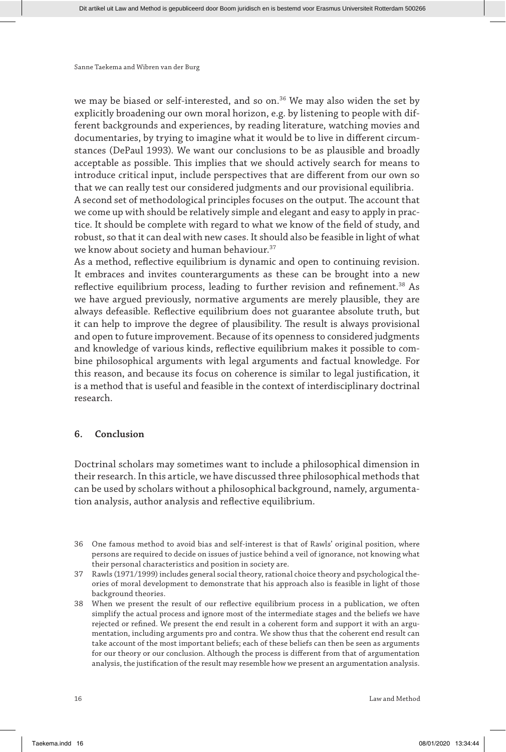we may be biased or self-interested, and so on.[36] We may also widen the set by explicitly broadening our own moral horizon, e.g. by listening to people with different backgrounds and experiences, by reading literature, watching movies and documentaries, by trying to imagine what it would be to live in different circumstances (DePaul 1993). We want our conclusions to be as plausible and broadly acceptable as possible. This implies that we should actively search for means to introduce critical input, include perspectives that are different from our own so that we can really test our considered judgments and our provisional equilibria.

A second set of methodological principles focuses on the output. The account that we come up with should be relatively simple and elegant and easy to apply in practice. It should be complete with regard to what we know of the field of study, and robust, so that it can deal with new cases. It should also be feasible in light of what we know about society and human behaviour.[37]

As a method, reflective equilibrium is dynamic and open to continuing revision. It embraces and invites counterarguments as these can be brought into a new reflective equilibrium process, leading to further revision and refinement.[38] As we have argued previously, normative arguments are merely plausible, they are always defeasible. Reflective equilibrium does not guarantee absolute truth, but it can help to improve the degree of plausibility. The result is always provisional and open to future improvement. Because of its openness to considered judgments and knowledge of various kinds, reflective equilibrium makes it possible to combine philosophical arguments with legal arguments and factual knowledge. For this reason, and because its focus on coherence is similar to legal justification, it is a method that is useful and feasible in the context of interdisciplinary doctrinal research.

## 6. Conclusion

Doctrinal scholars may sometimes want to include a philosophical dimension in their research. In this article, we have discussed three philosophical methods that can be used by scholars without a philosophical background, namely, argumentation analysis, author analysis and reflective equilibrium.

36 One famous method to avoid bias and self-interest is that of Rawls' original position, where persons are required to decide on issues of justice behind a veil of ignorance, not knowing what their personal characteristics and position in society are.

37 Rawls (1971/1999) includes general social theory, rational choice theory and psychological theories of moral development to demonstrate that his approach also is feasible in light of those background theories.

38 When we present the result of our reflective equilibrium process in a publication, we often simplify the actual process and ignore most of the intermediate stages and the beliefs we have rejected or refined. We present the end result in a coherent form and support it with an argumentation, including arguments pro and contra. We show thus that the coherent end result can take account of the most important beliefs; each of these beliefs can then be seen as arguments for our theory or our conclusion. Although the process is different from that of argumentation analysis, the justification of the result may resemble how we present an argumentation analysis.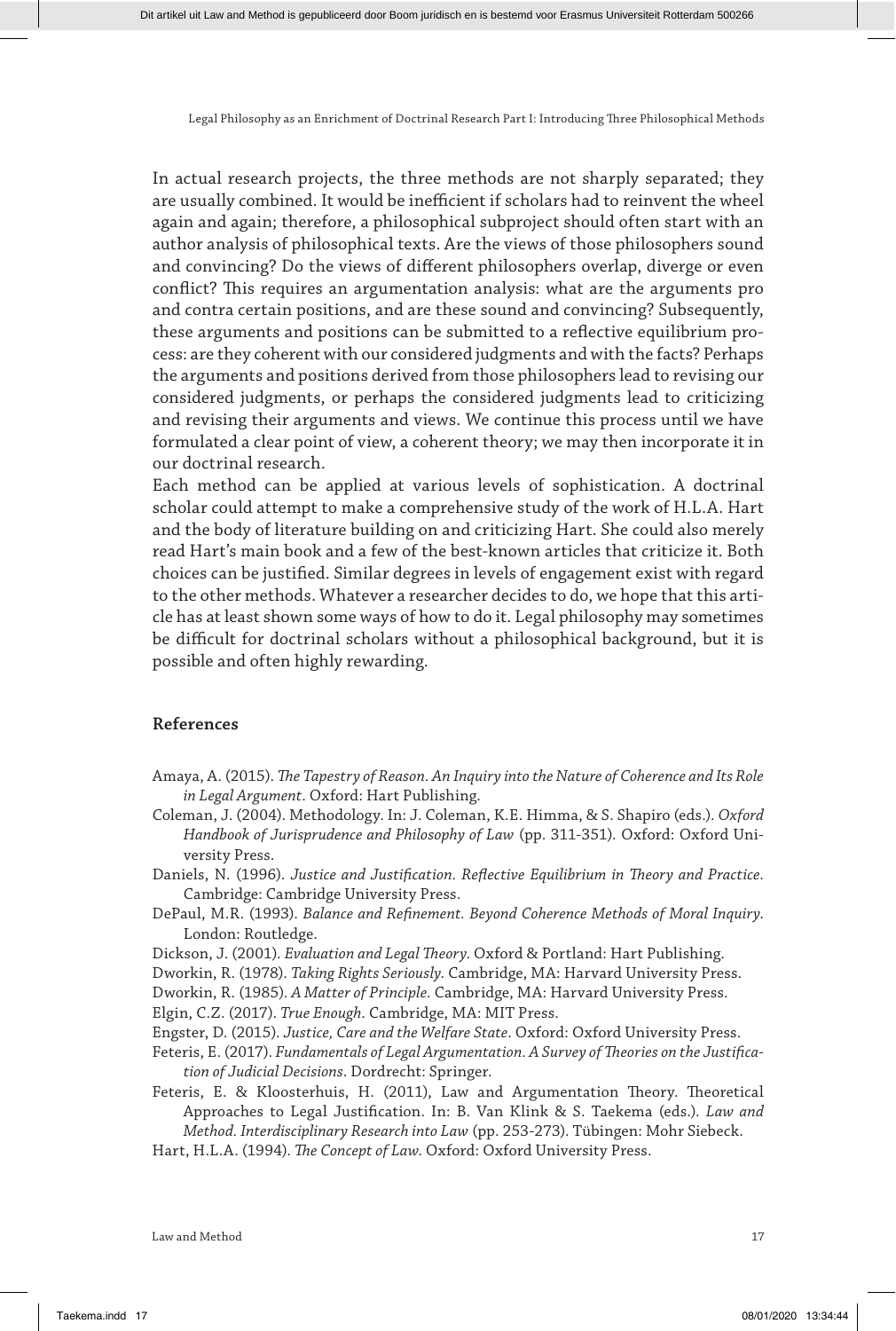In actual research projects, the three methods are not sharply separated; they are usually combined. It would be inefficient if scholars had to reinvent the wheel again and again; therefore, a philosophical subproject should often start with an author analysis of philosophical texts. Are the views of those philosophers sound and convincing? Do the views of different philosophers overlap, diverge or even conflict? This requires an argumentation analysis: what are the arguments pro and contra certain positions, and are these sound and convincing? Subsequently, these arguments and positions can be submitted to a reflective equilibrium process: are they coherent with our considered judgments and with the facts? Perhaps the arguments and positions derived from those philosophers lead to revising our considered judgments, or perhaps the considered judgments lead to criticizing and revising their arguments and views. We continue this process until we have formulated a clear point of view, a coherent theory; we may then incorporate it in our doctrinal research.

Each method can be applied at various levels of sophistication. A doctrinal scholar could attempt to make a comprehensive study of the work of H.L.A. Hart and the body of literature building on and criticizing Hart. She could also merely read Hart's main book and a few of the best-known articles that criticize it. Both choices can be justified. Similar degrees in levels of engagement exist with regard to the other methods. Whatever a researcher decides to do, we hope that this article has at least shown some ways of how to do it. Legal philosophy may sometimes be difficult for doctrinal scholars without a philosophical background, but it is possible and often highly rewarding.

## References

Amaya, A. (2015). *The Tapestry of Reason. An Inquiry into the Nature of Coherence and Its Role in Legal Argument*. Oxford: Hart Publishing.

Coleman, J. (2004). Methodology. In: J. Coleman, K.E. Himma, & S. Shapiro (eds.). *Oxford Handbook of Jurisprudence and Philosophy of Law* (pp. 311-351). Oxford: Oxford University Press.

Daniels, N. (1996). *Justice and Justification. Reflective Equilibrium in Theory and Practice*. Cambridge: Cambridge University Press.

DePaul, M.R. (1993). *Balance and Refinement. Beyond Coherence Methods of Moral Inquiry*. London: Routledge.

Dickson, J. (2001). *Evaluation and Legal Theory*. Oxford & Portland: Hart Publishing.

Dworkin, R. (1978). *Taking Rights Seriously*. Cambridge, MA: Harvard University Press.

Dworkin, R. (1985). *A Matter of Principle*. Cambridge, MA: Harvard University Press.

Elgin, C.Z. (2017). *True Enough*. Cambridge, MA: MIT Press.

Engster, D. (2015). *Justice, Care and the Welfare State*. Oxford: Oxford University Press.

Feteris, E. (2017). *Fundamentals of Legal Argumentation. A Survey of Theories on the Justification of Judicial Decisions*. Dordrecht: Springer.

Feteris, E. & Kloosterhuis, H. (2011), Law and Argumentation Theory. Theoretical Approaches to Legal Justification. In: B. Van Klink & S. Taekema (eds.). *Law and Method. Interdisciplinary Research into Law* (pp. 253-273). Tübingen: Mohr Siebeck.

Hart, H.L.A. (1994). *The Concept of Law*. Oxford: Oxford University Press.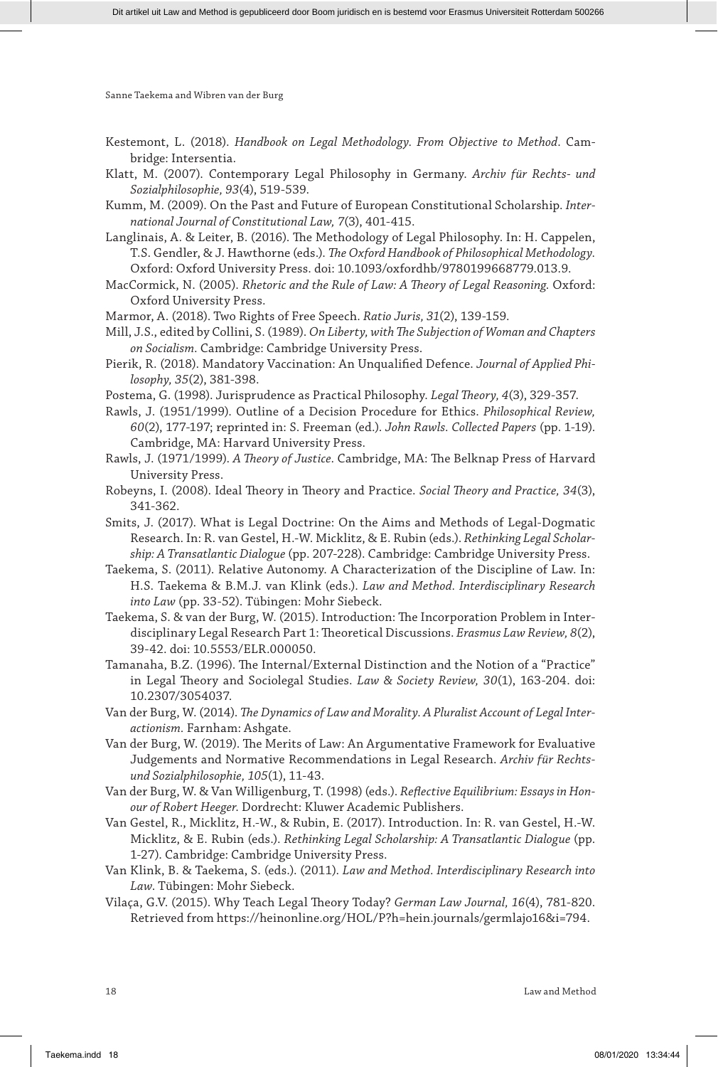Kestemont, L. (2018). *Handbook on Legal Methodology. From Objective to Method*. Cambridge: Intersentia.

Klatt, M. (2007). Contemporary Legal Philosophy in Germany. *Archiv für Rechts- und Sozialphilosophie, 93*(4), 519-539.

Kumm, M. (2009). On the Past and Future of European Constitutional Scholarship. *International Journal of Constitutional Law, 7*(3), 401-415.

Langlinais, A. & Leiter, B. (2016). The Methodology of Legal Philosophy. In: H. Cappelen, T.S. Gendler, & J. Hawthorne (eds.). *The Oxford Handbook of Philosophical Methodology*. Oxford: Oxford University Press. doi: 10.1093/oxfordhb/9780199668779.013.9.

MacCormick, N. (2005). *Rhetoric and the Rule of Law: A Theory of Legal Reasoning*. Oxford: Oxford University Press.

Marmor, A. (2018). Two Rights of Free Speech. *Ratio Juris, 31*(2), 139-159.

Mill, J.S., edited by Collini, S. (1989). *On Liberty, with The Subjection of Woman and Chapters on Socialism*. Cambridge: Cambridge University Press.

Pierik, R. (2018). Mandatory Vaccination: An Unqualified Defence. *Journal of Applied Philosophy, 35*(2), 381-398.

Postema, G. (1998). Jurisprudence as Practical Philosophy. *Legal Theory, 4*(3), 329-357.

Rawls, J. (1951/1999). Outline of a Decision Procedure for Ethics. *Philosophical Review, 60*(2), 177-197; reprinted in: S. Freeman (ed.). *John Rawls. Collected Papers* (pp. 1-19). Cambridge, MA: Harvard University Press.

Rawls, J. (1971/1999). *A Theory of Justice*. Cambridge, MA: The Belknap Press of Harvard University Press.

Robeyns, I. (2008). Ideal Theory in Theory and Practice. *Social Theory and Practice, 34*(3), 341-362.

Smits, J. (2017). What is Legal Doctrine: On the Aims and Methods of Legal-Dogmatic Research. In: R. van Gestel, H.-W. Micklitz, & E. Rubin (eds.). *Rethinking Legal Scholarship: A Transatlantic Dialogue* (pp. 207-228). Cambridge: Cambridge University Press.

Taekema, S. (2011). Relative Autonomy. A Characterization of the Discipline of Law. In: H.S. Taekema & B.M.J. van Klink (eds.). *Law and Method. Interdisciplinary Research into Law* (pp. 33-52). Tübingen: Mohr Siebeck.

Taekema, S. & van der Burg, W. (2015). Introduction: The Incorporation Problem in Interdisciplinary Legal Research Part 1: Theoretical Discussions. *Erasmus Law Review, 8*(2), 39-42. doi: 10.5553/ELR.000050.

Tamanaha, B.Z. (1996). The Internal/External Distinction and the Notion of a "Practice" in Legal Theory and Sociolegal Studies. *Law & Society Review, 30*(1), 163-204. doi: 10.2307/3054037.

Van der Burg, W. (2014). *The Dynamics of Law and Morality. A Pluralist Account of Legal Interactionism*. Farnham: Ashgate.

Van der Burg, W. (2019). The Merits of Law: An Argumentative Framework for Evaluative Judgements and Normative Recommendations in Legal Research. *Archiv für Rechts- und Sozialphilosophie, 105*(1), 11-43.

Van der Burg, W. & Van Willigenburg, T. (1998) (eds.). *Reflective Equilibrium: Essays in Honour of Robert Heeger*. Dordrecht: Kluwer Academic Publishers.

Van Gestel, R., Micklitz, H.-W., & Rubin, E. (2017). Introduction. In: R. van Gestel, H.-W. Micklitz, & E. Rubin (eds.). *Rethinking Legal Scholarship: A Transatlantic Dialogue* (pp. 1-27). Cambridge: Cambridge University Press.

Van Klink, B. & Taekema, S. (eds.). (2011). *Law and Method. Interdisciplinary Research into Law*. Tübingen: Mohr Siebeck.

Vilaça, G.V. (2015). Why Teach Legal Theory Today? *German Law Journal, 16*(4), 781-820. Retrieved from https://heinonline.org/HOL/P?h=hein.journals/germlajo16&i=794.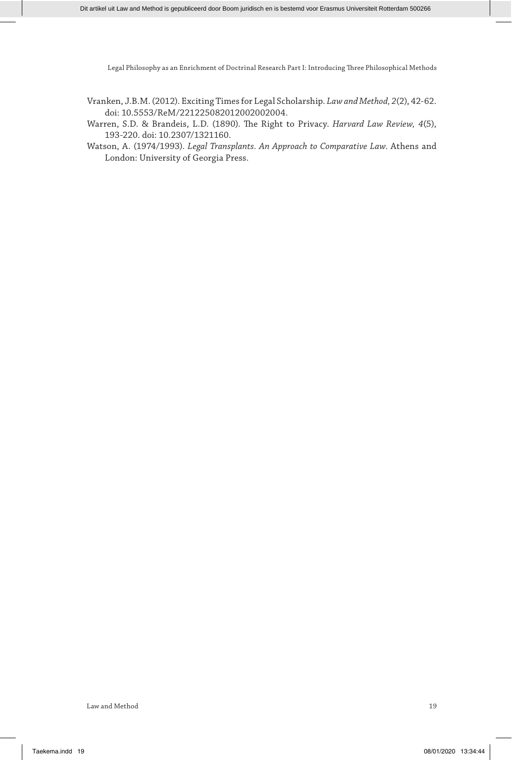Vranken, J.B.M. (2012). Exciting Times for Legal Scholarship. *Law and Method, 2*(2), 42-62. doi: 10.5553/ReM/221225082012002002004.

Warren, S.D. & Brandeis, L.D. (1890). The Right to Privacy. *Harvard Law Review, 4*(5), 193-220. doi: 10.2307/1321160.

Watson, A. (1974/1993). *Legal Transplants. An Approach to Comparative Law*. Athens and London: University of Georgia Press.